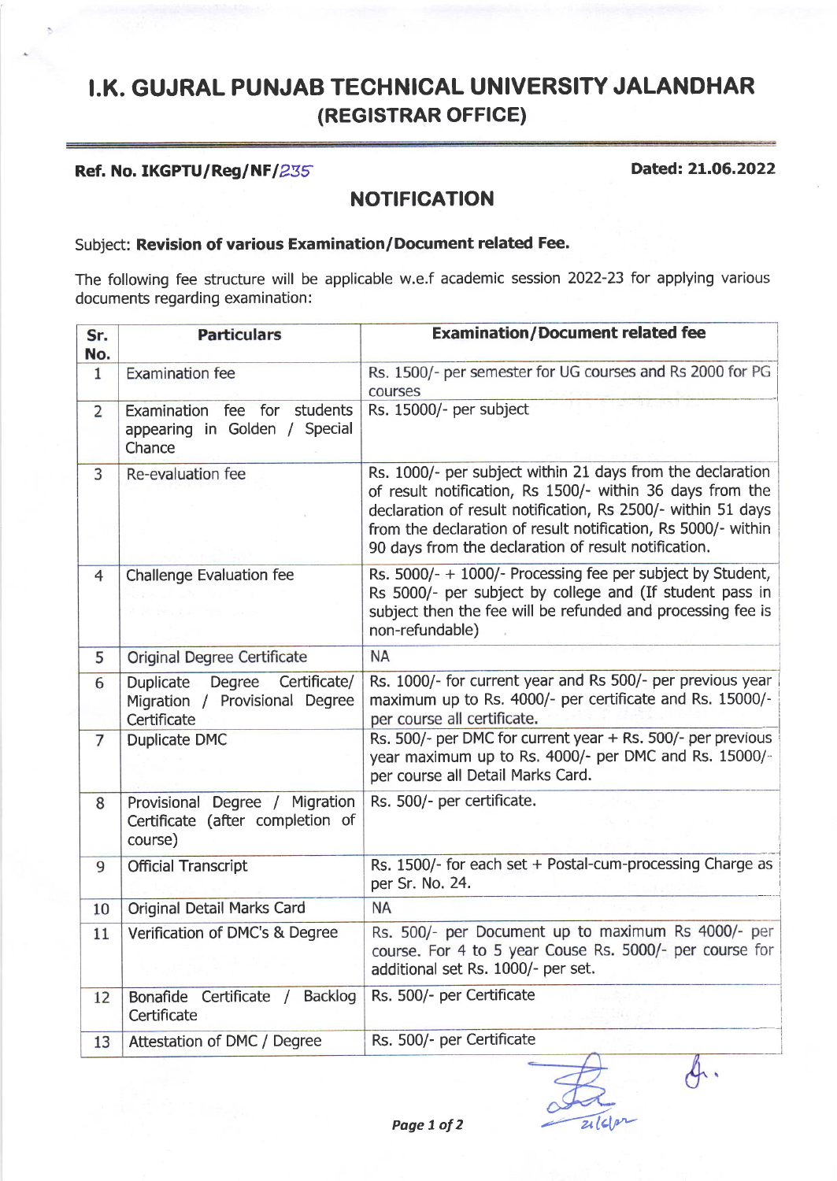# I.K. GUJRAL PUNJAB TECHNICAL UNIVERSITY JALANDHAR
## (REGISTRAR OFFICE)

**Ref. No. IKGPTU/Reg/NF/235** **Dated: 21.06.2022**

## NOTIFICATION

Subject: **Revision of various Examination/Document related Fee.**

The following fee structure will be applicable w.e.f academic session 2022-23 for applying various documents regarding examination:

| Sr. No. | Particulars | Examination/Document related fee |
|---|---|---|
| 1 | Examination fee | Rs. 1500/- per semester for UG courses and Rs 2000 for PG courses |
| 2 | Examination fee for students appearing in Golden / Special Chance | Rs. 15000/- per subject |
| 3 | Re-evaluation fee | Rs. 1000/- per subject within 21 days from the declaration of result notification, Rs 1500/- within 36 days from the declaration of result notification, Rs 2500/- within 51 days from the declaration of result notification, Rs 5000/- within 90 days from the declaration of result notification. |
| 4 | Challenge Evaluation fee | Rs. 5000/- + 1000/- Processing fee per subject by Student, Rs 5000/- per subject by college and (If student pass in subject then the fee will be refunded and processing fee is non-refundable) |
| 5 | Original Degree Certificate | NA |
| 6 | Duplicate Degree Certificate/ Migration / Provisional Degree Certificate | Rs. 1000/- for current year and Rs 500/- per previous year maximum up to Rs. 4000/- per certificate and Rs. 15000/- per course all certificate. |
| 7 | Duplicate DMC | Rs. 500/- per DMC for current year + Rs. 500/- per previous year maximum up to Rs. 4000/- per DMC and Rs. 15000/- per course all Detail Marks Card. |
| 8 | Provisional Degree / Migration Certificate (after completion of course) | Rs. 500/- per certificate. |
| 9 | Official Transcript | Rs. 1500/- for each set + Postal-cum-processing Charge as per Sr. No. 24. |
| 10 | Original Detail Marks Card | NA |
| 11 | Verification of DMC's & Degree | Rs. 500/- per Document up to maximum Rs 4000/- per course. For 4 to 5 year Couse Rs. 5000/- per course for additional set Rs. 1000/- per set. |
| 12 | Bonafide Certificate / Backlog Certificate | Rs. 500/- per Certificate |
| 13 | Attestation of DMC / Degree | Rs. 500/- per Certificate |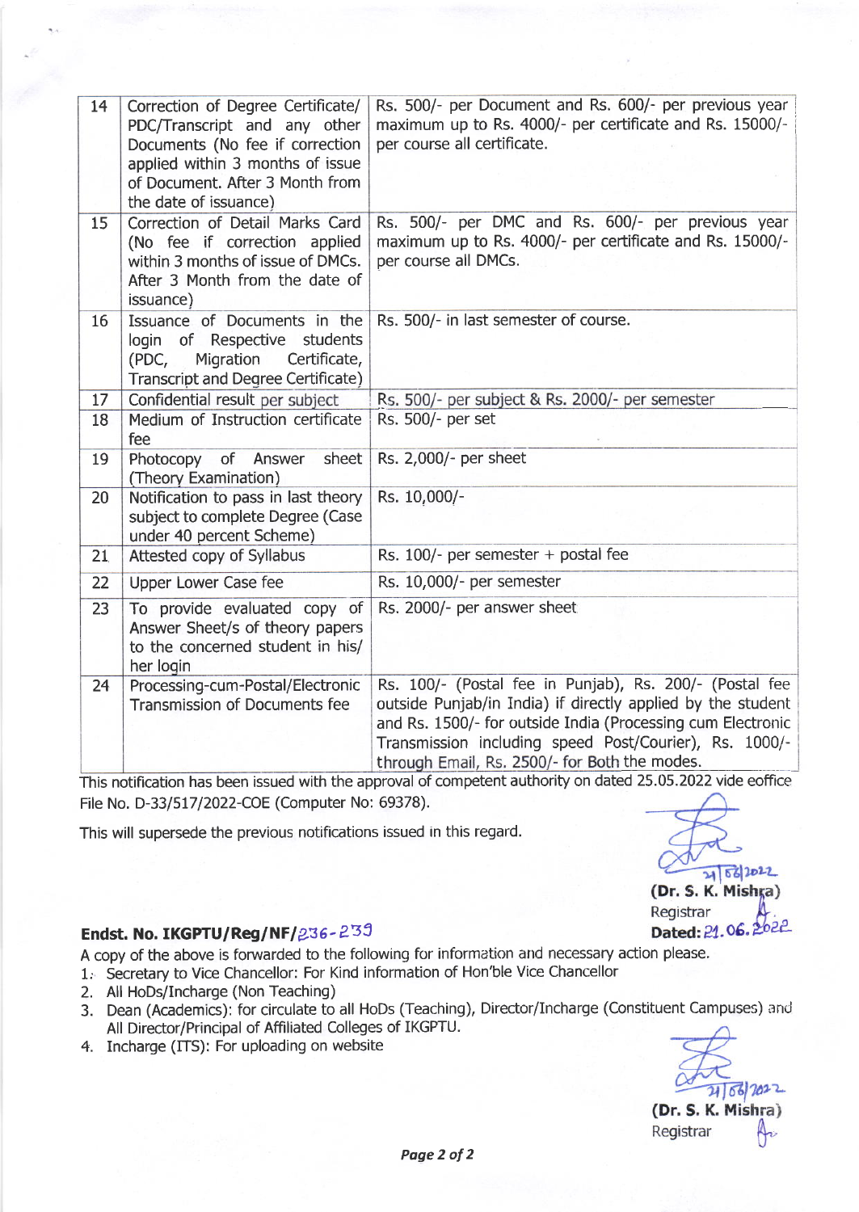| | | |
|---|---|---|
| 14 | Correction of Degree Certificate/ PDC/Transcript and any other Documents (No fee if correction applied within 3 months of issue of Document. After 3 Month from the date of issuance) | Rs. 500/- per Document and Rs. 600/- per previous year maximum up to Rs. 4000/- per certificate and Rs. 15000/- per course all certificate. |
| 15 | Correction of Detail Marks Card (No fee if correction applied within 3 months of issue of DMCs. After 3 Month from the date of issuance) | Rs. 500/- per DMC and Rs. 600/- per previous year maximum up to Rs. 4000/- per certificate and Rs. 15000/- per course all DMCs. |
| 16 | Issuance of Documents in the login of Respective students (PDC, Migration Certificate, Transcript and Degree Certificate) | Rs. 500/- in last semester of course. |
| 17 | Confidential result per subject | Rs. 500/- per subject & Rs. 2000/- per semester |
| 18 | Medium of Instruction certificate fee | Rs. 500/- per set |
| 19 | Photocopy of Answer sheet (Theory Examination) | Rs. 2,000/- per sheet |
| 20 | Notification to pass in last theory subject to complete Degree (Case under 40 percent Scheme) | Rs. 10,000/- |
| 21 | Attested copy of Syllabus | Rs. 100/- per semester + postal fee |
| 22 | Upper Lower Case fee | Rs. 10,000/- per semester |
| 23 | To provide evaluated copy of Answer Sheet/s of theory papers to the concerned student in his/ her login | Rs. 2000/- per answer sheet |
| 24 | Processing-cum-Postal/Electronic Transmission of Documents fee | Rs. 100/- (Postal fee in Punjab), Rs. 200/- (Postal fee outside Punjab/in India) if directly applied by the student and Rs. 1500/- for outside India (Processing cum Electronic Transmission including speed Post/Courier), Rs. 1000/- through Email, Rs. 2500/- for Both the modes. |

This notification has been issued with the approval of competent authority on dated 25.05.2022 vide eoffice File No. D-33/517/2022-COE (Computer No: 69378).

This will supersede the previous notifications issued in this regard.

21/06/2022
**(Dr. S. K. Mishra)**
Registrar

**Endst. No. IKGPTU/Reg/NF/**236-239

**Dated:** 21.06.2022

A copy of the above is forwarded to the following for information and necessary action please.

1. Secretary to Vice Chancellor: For Kind information of Hon'ble Vice Chancellor
2. All HoDs/Incharge (Non Teaching)
3. Dean (Academics): for circulate to all HoDs (Teaching), Director/Incharge (Constituent Campuses) and All Director/Principal of Affiliated Colleges of IKGPTU.
4. Incharge (ITS): For uploading on website

21/06/2022
**(Dr. S. K. Mishra)**
Registrar